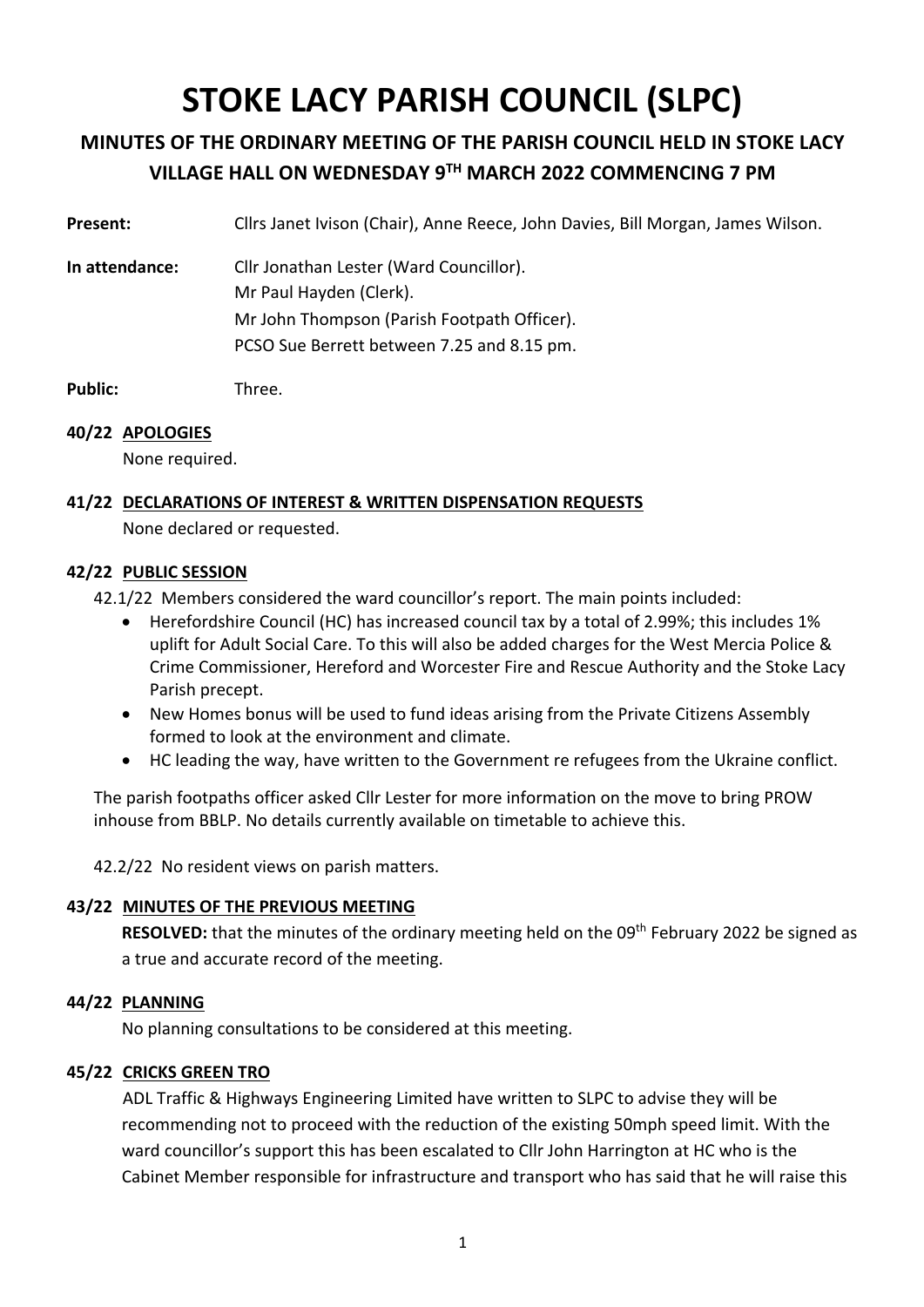# STOKE LACY PARISH COUNCIL (SLPC)

## MINUTES OF THE ORDINARY MEETING OF THE PARISH COUNCIL HELD IN STOKE LACY VILLAGE HALL ON WEDNESDAY 9TH MARCH 2022 COMMENCING 7 PM

**Present:** Cllrs Janet Ivison (Chair), Anne Reece, John Davies, Bill Morgan, James Wilson.

**In attendance:** Cllr Jonathan Lester (Ward Councillor).
Mr Paul Hayden (Clerk).
Mr John Thompson (Parish Footpath Officer).
PCSO Sue Berrett between 7.25 and 8.15 pm.

**Public:** Three.

**40/22 APOLOGIES**

None required.

**41/22 DECLARATIONS OF INTEREST & WRITTEN DISPENSATION REQUESTS**

None declared or requested.

**42/22 PUBLIC SESSION**

42.1/22 Members considered the ward councillor's report. The main points included:

- Herefordshire Council (HC) has increased council tax by a total of 2.99%; this includes 1% uplift for Adult Social Care. To this will also be added charges for the West Mercia Police & Crime Commissioner, Hereford and Worcester Fire and Rescue Authority and the Stoke Lacy Parish precept.
- New Homes bonus will be used to fund ideas arising from the Private Citizens Assembly formed to look at the environment and climate.
- HC leading the way, have written to the Government re refugees from the Ukraine conflict.

The parish footpaths officer asked Cllr Lester for more information on the move to bring PROW inhouse from BBLP. No details currently available on timetable to achieve this.

42.2/22 No resident views on parish matters.

**43/22 MINUTES OF THE PREVIOUS MEETING**

**RESOLVED:** that the minutes of the ordinary meeting held on the 09th February 2022 be signed as a true and accurate record of the meeting.

**44/22 PLANNING**

No planning consultations to be considered at this meeting.

**45/22 CRICKS GREEN TRO**

ADL Traffic & Highways Engineering Limited have written to SLPC to advise they will be recommending not to proceed with the reduction of the existing 50mph speed limit. With the ward councillor's support this has been escalated to Cllr John Harrington at HC who is the Cabinet Member responsible for infrastructure and transport who has said that he will raise this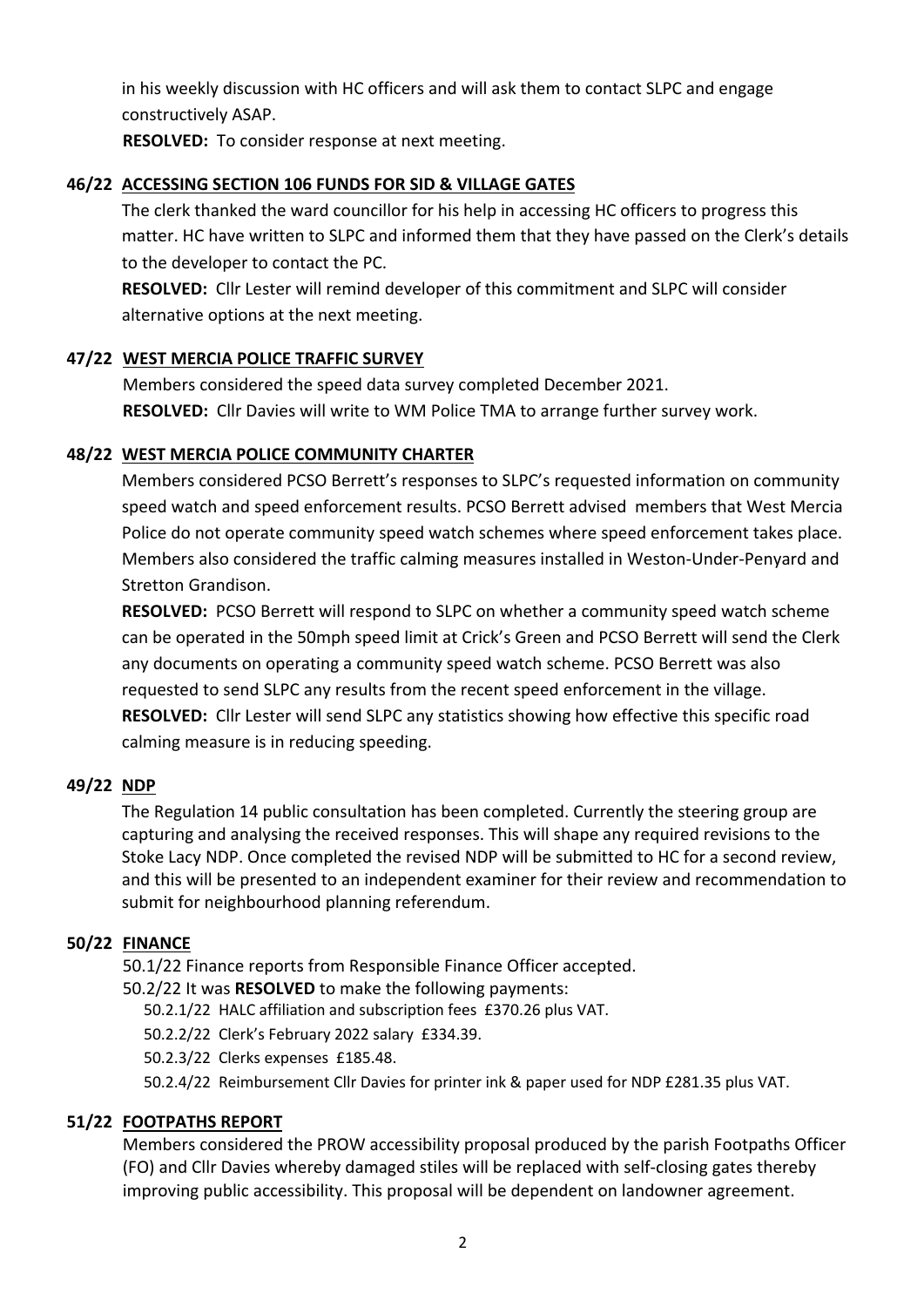in his weekly discussion with HC officers and will ask them to contact SLPC and engage constructively ASAP.

**RESOLVED:** To consider response at next meeting.

### 46/22 ACCESSING SECTION 106 FUNDS FOR SID & VILLAGE GATES

The clerk thanked the ward councillor for his help in accessing HC officers to progress this matter. HC have written to SLPC and informed them that they have passed on the Clerk's details to the developer to contact the PC.

**RESOLVED:** Cllr Lester will remind developer of this commitment and SLPC will consider alternative options at the next meeting.

### 47/22 WEST MERCIA POLICE TRAFFIC SURVEY

Members considered the speed data survey completed December 2021.

**RESOLVED:** Cllr Davies will write to WM Police TMA to arrange further survey work.

### 48/22 WEST MERCIA POLICE COMMUNITY CHARTER

Members considered PCSO Berrett's responses to SLPC's requested information on community speed watch and speed enforcement results. PCSO Berrett advised members that West Mercia Police do not operate community speed watch schemes where speed enforcement takes place. Members also considered the traffic calming measures installed in Weston-Under-Penyard and Stretton Grandison.

**RESOLVED:** PCSO Berrett will respond to SLPC on whether a community speed watch scheme can be operated in the 50mph speed limit at Crick's Green and PCSO Berrett will send the Clerk any documents on operating a community speed watch scheme. PCSO Berrett was also requested to send SLPC any results from the recent speed enforcement in the village.

**RESOLVED:** Cllr Lester will send SLPC any statistics showing how effective this specific road calming measure is in reducing speeding.

### 49/22 NDP

The Regulation 14 public consultation has been completed. Currently the steering group are capturing and analysing the received responses. This will shape any required revisions to the Stoke Lacy NDP. Once completed the revised NDP will be submitted to HC for a second review, and this will be presented to an independent examiner for their review and recommendation to submit for neighbourhood planning referendum.

### 50/22 FINANCE

50.1/22 Finance reports from Responsible Finance Officer accepted.

50.2/22 It was **RESOLVED** to make the following payments:

- 50.2.1/22 HALC affiliation and subscription fees £370.26 plus VAT.
- 50.2.2/22 Clerk's February 2022 salary £334.39.
- 50.2.3/22 Clerks expenses £185.48.
- 50.2.4/22 Reimbursement Cllr Davies for printer ink & paper used for NDP £281.35 plus VAT.

### 51/22 FOOTPATHS REPORT

Members considered the PROW accessibility proposal produced by the parish Footpaths Officer (FO) and Cllr Davies whereby damaged stiles will be replaced with self-closing gates thereby improving public accessibility. This proposal will be dependent on landowner agreement.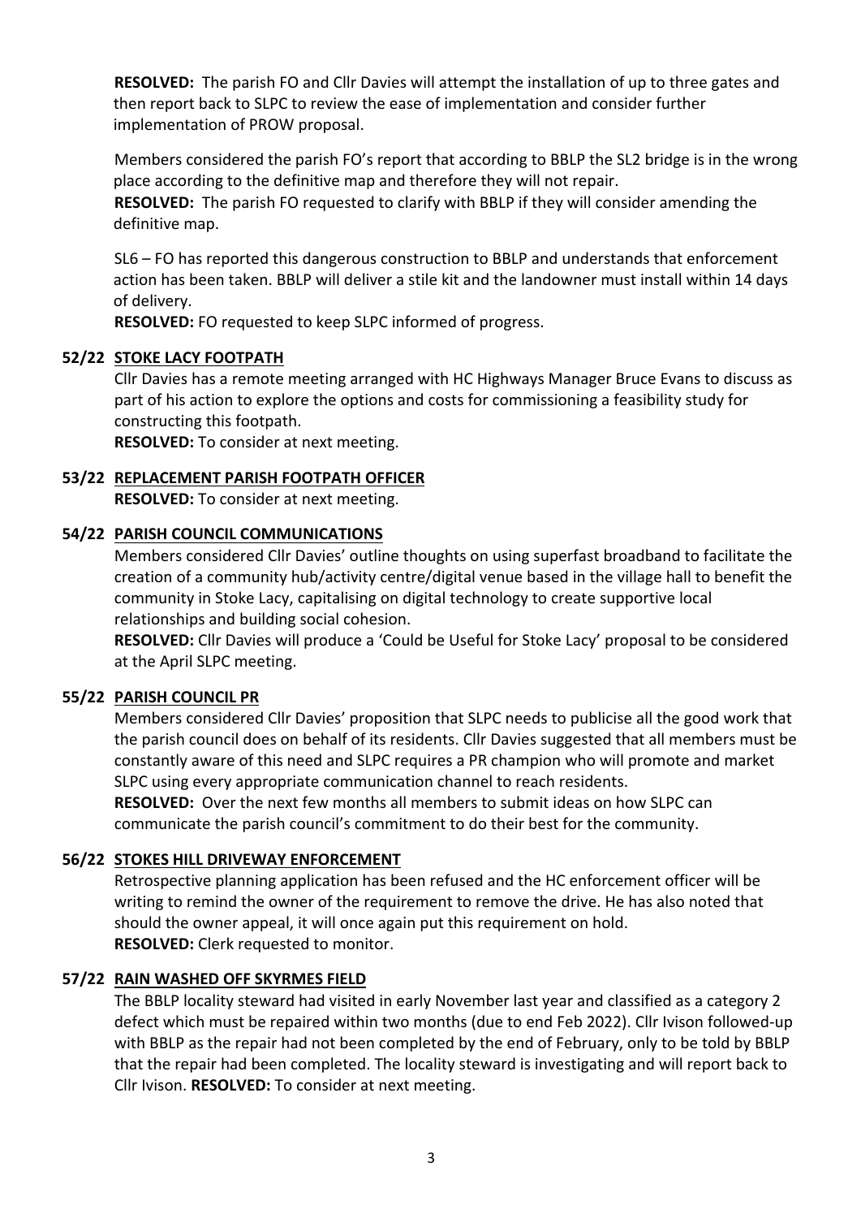**RESOLVED:** The parish FO and Cllr Davies will attempt the installation of up to three gates and then report back to SLPC to review the ease of implementation and consider further implementation of PROW proposal.

Members considered the parish FO's report that according to BBLP the SL2 bridge is in the wrong place according to the definitive map and therefore they will not repair.
**RESOLVED:** The parish FO requested to clarify with BBLP if they will consider amending the definitive map.

SL6 – FO has reported this dangerous construction to BBLP and understands that enforcement action has been taken. BBLP will deliver a stile kit and the landowner must install within 14 days of delivery.
**RESOLVED:** FO requested to keep SLPC informed of progress.

**52/22 <u>STOKE LACY FOOTPATH</u>**

Cllr Davies has a remote meeting arranged with HC Highways Manager Bruce Evans to discuss as part of his action to explore the options and costs for commissioning a feasibility study for constructing this footpath.
**RESOLVED:** To consider at next meeting.

**53/22 <u>REPLACEMENT PARISH FOOTPATH OFFICER</u>**

**RESOLVED:** To consider at next meeting.

**54/22 <u>PARISH COUNCIL COMMUNICATIONS</u>**

Members considered Cllr Davies' outline thoughts on using superfast broadband to facilitate the creation of a community hub/activity centre/digital venue based in the village hall to benefit the community in Stoke Lacy, capitalising on digital technology to create supportive local relationships and building social cohesion.
**RESOLVED:** Cllr Davies will produce a 'Could be Useful for Stoke Lacy' proposal to be considered at the April SLPC meeting.

**55/22 <u>PARISH COUNCIL PR</u>**

Members considered Cllr Davies' proposition that SLPC needs to publicise all the good work that the parish council does on behalf of its residents. Cllr Davies suggested that all members must be constantly aware of this need and SLPC requires a PR champion who will promote and market SLPC using every appropriate communication channel to reach residents.
**RESOLVED:** Over the next few months all members to submit ideas on how SLPC can communicate the parish council's commitment to do their best for the community.

**56/22 <u>STOKES HILL DRIVEWAY ENFORCEMENT</u>**

Retrospective planning application has been refused and the HC enforcement officer will be writing to remind the owner of the requirement to remove the drive. He has also noted that should the owner appeal, it will once again put this requirement on hold.
**RESOLVED:** Clerk requested to monitor.

**57/22 <u>RAIN WASHED OFF SKYRMES FIELD</u>**

The BBLP locality steward had visited in early November last year and classified as a category 2 defect which must be repaired within two months (due to end Feb 2022). Cllr Ivison followed-up with BBLP as the repair had not been completed by the end of February, only to be told by BBLP that the repair had been completed. The locality steward is investigating and will report back to Cllr Ivison. **RESOLVED:** To consider at next meeting.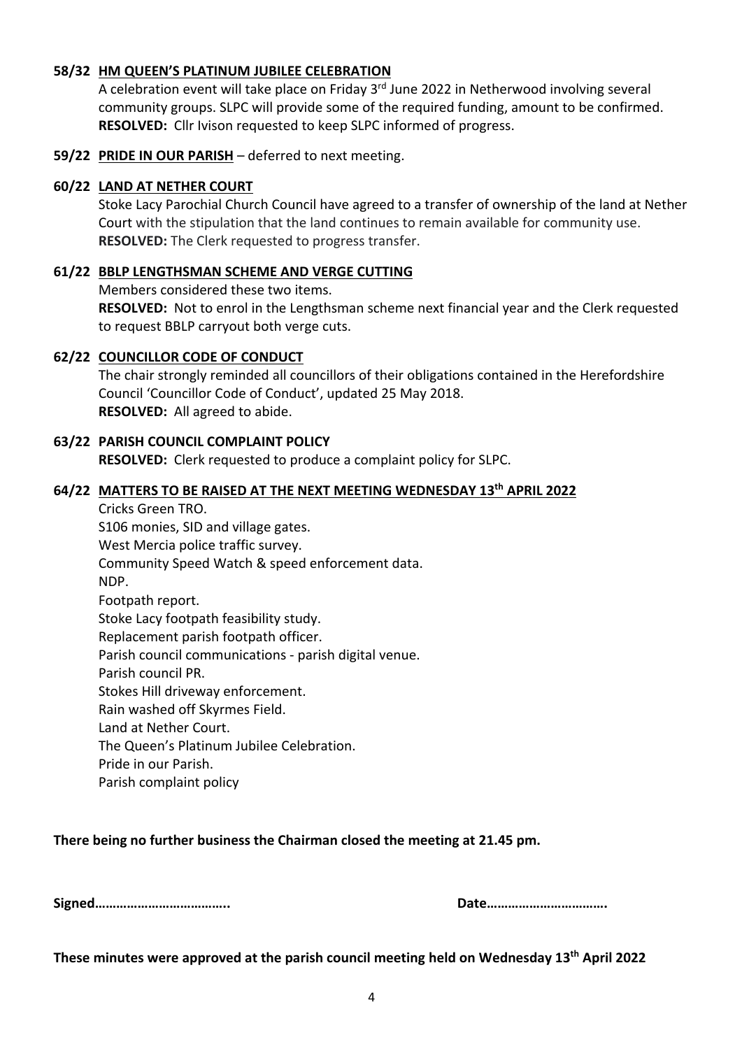**58/32 <u>HM QUEEN'S PLATINUM JUBILEE CELEBRATION</u>**

A celebration event will take place on Friday 3rd June 2022 in Netherwood involving several community groups. SLPC will provide some of the required funding, amount to be confirmed.
**RESOLVED:** Cllr Ivison requested to keep SLPC informed of progress.

**59/22 <u>PRIDE IN OUR PARISH</u>** – deferred to next meeting.

**60/22 <u>LAND AT NETHER COURT</u>**

Stoke Lacy Parochial Church Council have agreed to a transfer of ownership of the land at Nether Court with the stipulation that the land continues to remain available for community use.
**RESOLVED:** The Clerk requested to progress transfer.

**61/22 <u>BBLP LENGTHSMAN SCHEME AND VERGE CUTTING</u>**

Members considered these two items.
**RESOLVED:** Not to enrol in the Lengthsman scheme next financial year and the Clerk requested to request BBLP carryout both verge cuts.

**62/22 <u>COUNCILLOR CODE OF CONDUCT</u>**

The chair strongly reminded all councillors of their obligations contained in the Herefordshire Council 'Councillor Code of Conduct', updated 25 May 2018.
**RESOLVED:** All agreed to abide.

**63/22 PARISH COUNCIL COMPLAINT POLICY**

**RESOLVED:** Clerk requested to produce a complaint policy for SLPC.

**64/22 <u>MATTERS TO BE RAISED AT THE NEXT MEETING WEDNESDAY 13th APRIL 2022</u>**

Cricks Green TRO.
S106 monies, SID and village gates.
West Mercia police traffic survey.
Community Speed Watch & speed enforcement data.
NDP.
Footpath report.
Stoke Lacy footpath feasibility study.
Replacement parish footpath officer.
Parish council communications - parish digital venue.
Parish council PR.
Stokes Hill driveway enforcement.
Rain washed off Skyrmes Field.
Land at Nether Court.
The Queen's Platinum Jubilee Celebration.
Pride in our Parish.
Parish complaint policy

**There being no further business the Chairman closed the meeting at 21.45 pm.**

**Signed………………………………..** **Date…………………………….**

**These minutes were approved at the parish council meeting held on Wednesday 13th April 2022**